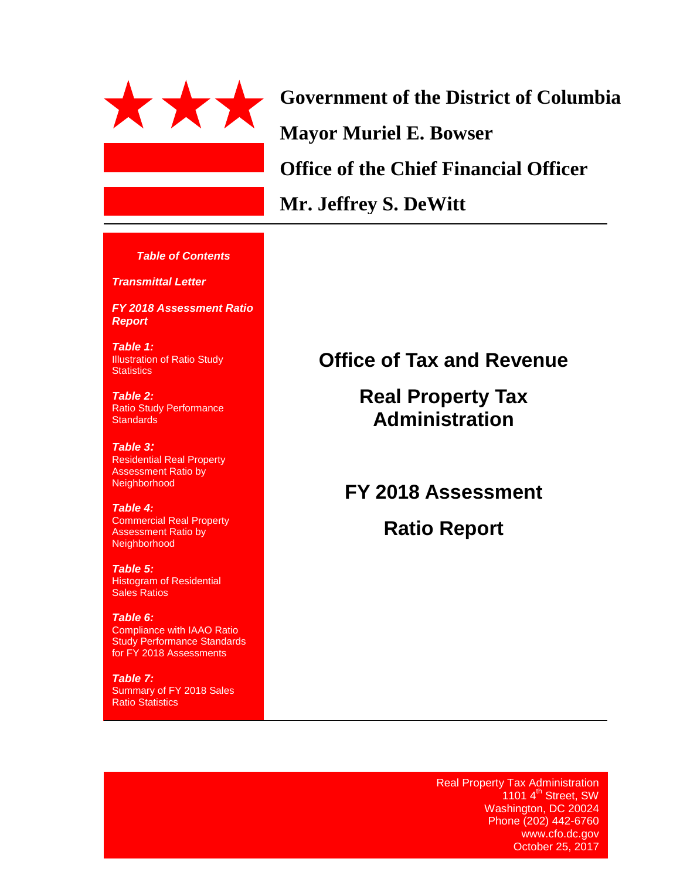**Government of the District of Columbia**

**Mayor Muriel E. Bowser**

**Office of the Chief Financial Officer**

**Mr. Jeffrey S. DeWitt**

***Table of Contents***

***Transmittal Letter***

***FY 2018 Assessment Ratio Report***

***Table 1:***
Illustration of Ratio Study Statistics

***Table 2:***
Ratio Study Performance Standards

***Table 3:***
Residential Real Property Assessment Ratio by Neighborhood

***Table 4:***
Commercial Real Property Assessment Ratio by Neighborhood

***Table 5:***
Histogram of Residential Sales Ratios

***Table 6:***
Compliance with IAAO Ratio Study Performance Standards for FY 2018 Assessments

***Table 7:***
Summary of FY 2018 Sales Ratio Statistics

# Office of Tax and Revenue

# Real Property Tax Administration

# FY 2018 Assessment Ratio Report

Real Property Tax Administration
1101 4th Street, SW
Washington, DC 20024
Phone (202) 442-6760
www.cfo.dc.gov
October 25, 2017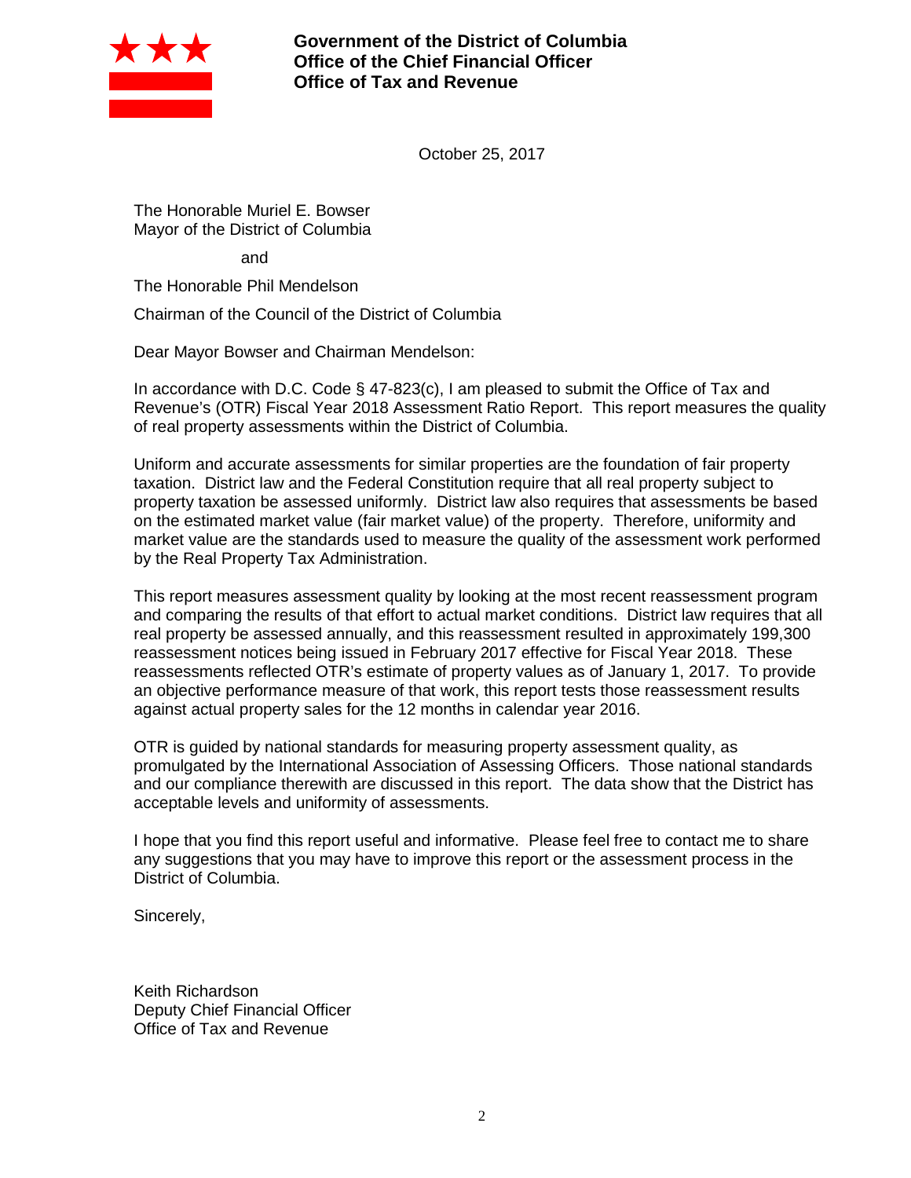**Government of the District of Columbia**
**Office of the Chief Financial Officer**
**Office of Tax and Revenue**

October 25, 2017

The Honorable Muriel E. Bowser
Mayor of the District of Columbia

and

The Honorable Phil Mendelson

Chairman of the Council of the District of Columbia

Dear Mayor Bowser and Chairman Mendelson:

In accordance with D.C. Code § 47-823(c), I am pleased to submit the Office of Tax and Revenue's (OTR) Fiscal Year 2018 Assessment Ratio Report. This report measures the quality of real property assessments within the District of Columbia.

Uniform and accurate assessments for similar properties are the foundation of fair property taxation. District law and the Federal Constitution require that all real property subject to property taxation be assessed uniformly. District law also requires that assessments be based on the estimated market value (fair market value) of the property. Therefore, uniformity and market value are the standards used to measure the quality of the assessment work performed by the Real Property Tax Administration.

This report measures assessment quality by looking at the most recent reassessment program and comparing the results of that effort to actual market conditions. District law requires that all real property be assessed annually, and this reassessment resulted in approximately 199,300 reassessment notices being issued in February 2017 effective for Fiscal Year 2018. These reassessments reflected OTR's estimate of property values as of January 1, 2017. To provide an objective performance measure of that work, this report tests those reassessment results against actual property sales for the 12 months in calendar year 2016.

OTR is guided by national standards for measuring property assessment quality, as promulgated by the International Association of Assessing Officers. Those national standards and our compliance therewith are discussed in this report. The data show that the District has acceptable levels and uniformity of assessments.

I hope that you find this report useful and informative. Please feel free to contact me to share any suggestions that you may have to improve this report or the assessment process in the District of Columbia.

Sincerely,

Keith Richardson
Deputy Chief Financial Officer
Office of Tax and Revenue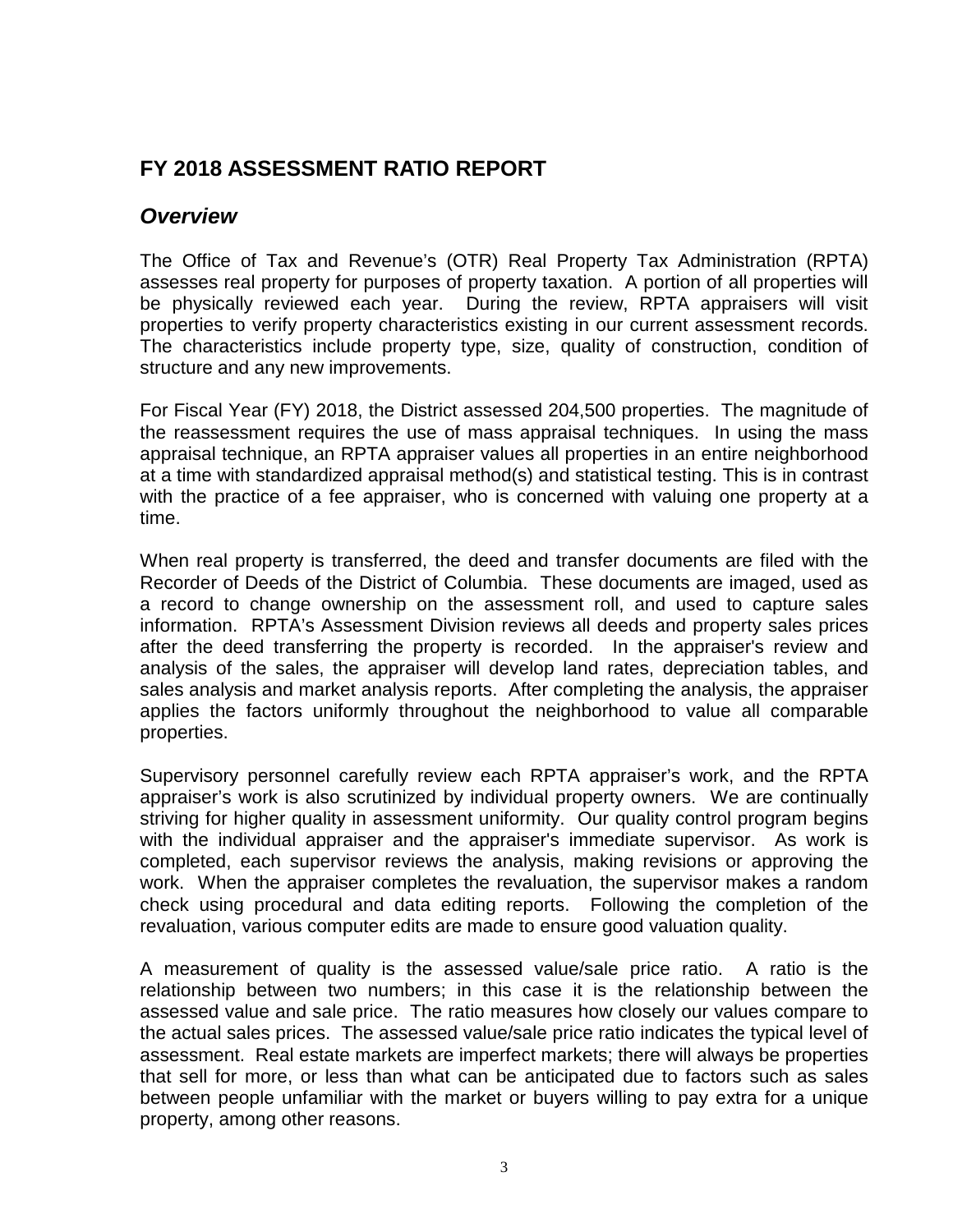# FY 2018 ASSESSMENT RATIO REPORT

## *Overview*

The Office of Tax and Revenue's (OTR) Real Property Tax Administration (RPTA) assesses real property for purposes of property taxation. A portion of all properties will be physically reviewed each year. During the review, RPTA appraisers will visit properties to verify property characteristics existing in our current assessment records. The characteristics include property type, size, quality of construction, condition of structure and any new improvements.

For Fiscal Year (FY) 2018, the District assessed 204,500 properties. The magnitude of the reassessment requires the use of mass appraisal techniques. In using the mass appraisal technique, an RPTA appraiser values all properties in an entire neighborhood at a time with standardized appraisal method(s) and statistical testing. This is in contrast with the practice of a fee appraiser, who is concerned with valuing one property at a time.

When real property is transferred, the deed and transfer documents are filed with the Recorder of Deeds of the District of Columbia. These documents are imaged, used as a record to change ownership on the assessment roll, and used to capture sales information. RPTA's Assessment Division reviews all deeds and property sales prices after the deed transferring the property is recorded. In the appraiser's review and analysis of the sales, the appraiser will develop land rates, depreciation tables, and sales analysis and market analysis reports. After completing the analysis, the appraiser applies the factors uniformly throughout the neighborhood to value all comparable properties.

Supervisory personnel carefully review each RPTA appraiser's work, and the RPTA appraiser's work is also scrutinized by individual property owners. We are continually striving for higher quality in assessment uniformity. Our quality control program begins with the individual appraiser and the appraiser's immediate supervisor. As work is completed, each supervisor reviews the analysis, making revisions or approving the work. When the appraiser completes the revaluation, the supervisor makes a random check using procedural and data editing reports. Following the completion of the revaluation, various computer edits are made to ensure good valuation quality.

A measurement of quality is the assessed value/sale price ratio. A ratio is the relationship between two numbers; in this case it is the relationship between the assessed value and sale price. The ratio measures how closely our values compare to the actual sales prices. The assessed value/sale price ratio indicates the typical level of assessment. Real estate markets are imperfect markets; there will always be properties that sell for more, or less than what can be anticipated due to factors such as sales between people unfamiliar with the market or buyers willing to pay extra for a unique property, among other reasons.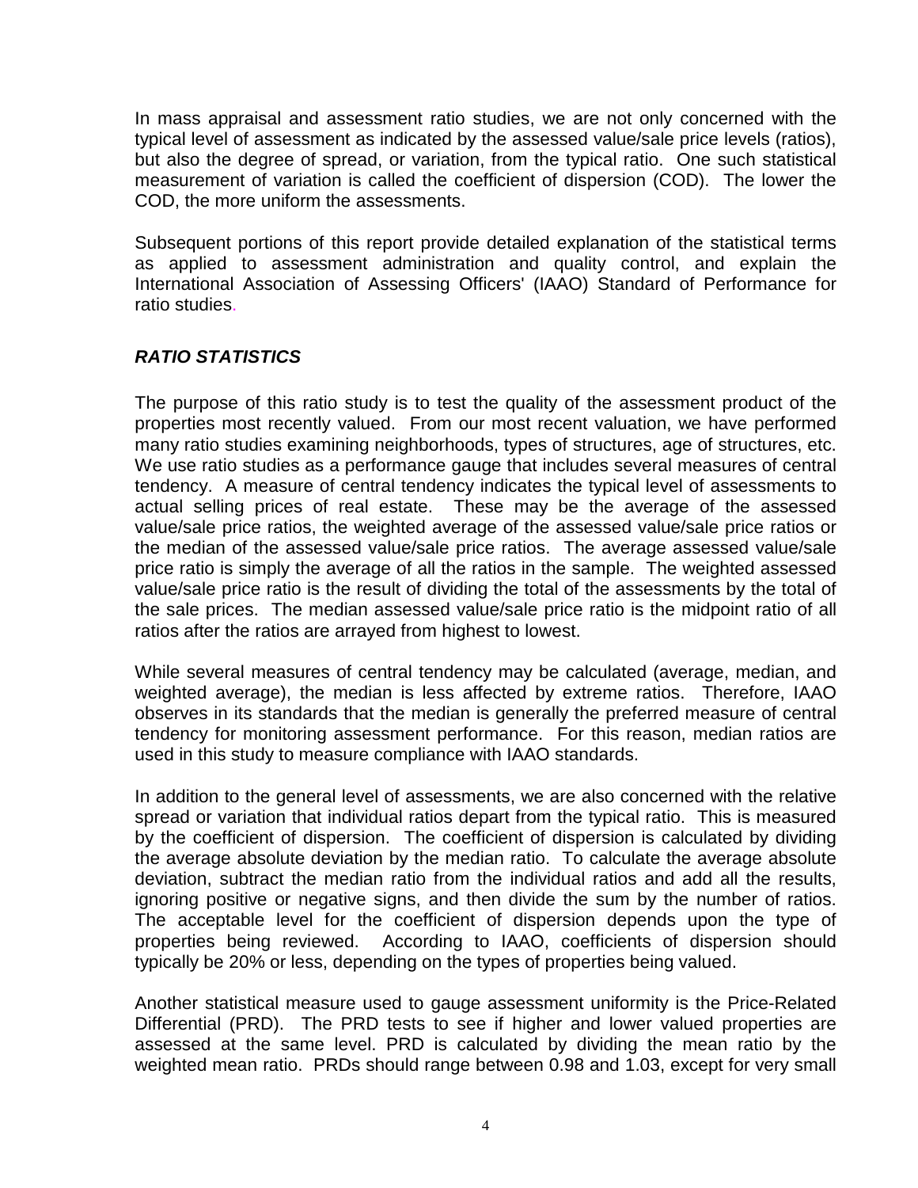In mass appraisal and assessment ratio studies, we are not only concerned with the typical level of assessment as indicated by the assessed value/sale price levels (ratios), but also the degree of spread, or variation, from the typical ratio. One such statistical measurement of variation is called the coefficient of dispersion (COD). The lower the COD, the more uniform the assessments.

Subsequent portions of this report provide detailed explanation of the statistical terms as applied to assessment administration and quality control, and explain the International Association of Assessing Officers' (IAAO) Standard of Performance for ratio studies.

***RATIO STATISTICS***

The purpose of this ratio study is to test the quality of the assessment product of the properties most recently valued. From our most recent valuation, we have performed many ratio studies examining neighborhoods, types of structures, age of structures, etc. We use ratio studies as a performance gauge that includes several measures of central tendency. A measure of central tendency indicates the typical level of assessments to actual selling prices of real estate. These may be the average of the assessed value/sale price ratios, the weighted average of the assessed value/sale price ratios or the median of the assessed value/sale price ratios. The average assessed value/sale price ratio is simply the average of all the ratios in the sample. The weighted assessed value/sale price ratio is the result of dividing the total of the assessments by the total of the sale prices. The median assessed value/sale price ratio is the midpoint ratio of all ratios after the ratios are arrayed from highest to lowest.

While several measures of central tendency may be calculated (average, median, and weighted average), the median is less affected by extreme ratios. Therefore, IAAO observes in its standards that the median is generally the preferred measure of central tendency for monitoring assessment performance. For this reason, median ratios are used in this study to measure compliance with IAAO standards.

In addition to the general level of assessments, we are also concerned with the relative spread or variation that individual ratios depart from the typical ratio. This is measured by the coefficient of dispersion. The coefficient of dispersion is calculated by dividing the average absolute deviation by the median ratio. To calculate the average absolute deviation, subtract the median ratio from the individual ratios and add all the results, ignoring positive or negative signs, and then divide the sum by the number of ratios. The acceptable level for the coefficient of dispersion depends upon the type of properties being reviewed. According to IAAO, coefficients of dispersion should typically be 20% or less, depending on the types of properties being valued.

Another statistical measure used to gauge assessment uniformity is the Price-Related Differential (PRD). The PRD tests to see if higher and lower valued properties are assessed at the same level. PRD is calculated by dividing the mean ratio by the weighted mean ratio. PRDs should range between 0.98 and 1.03, except for very small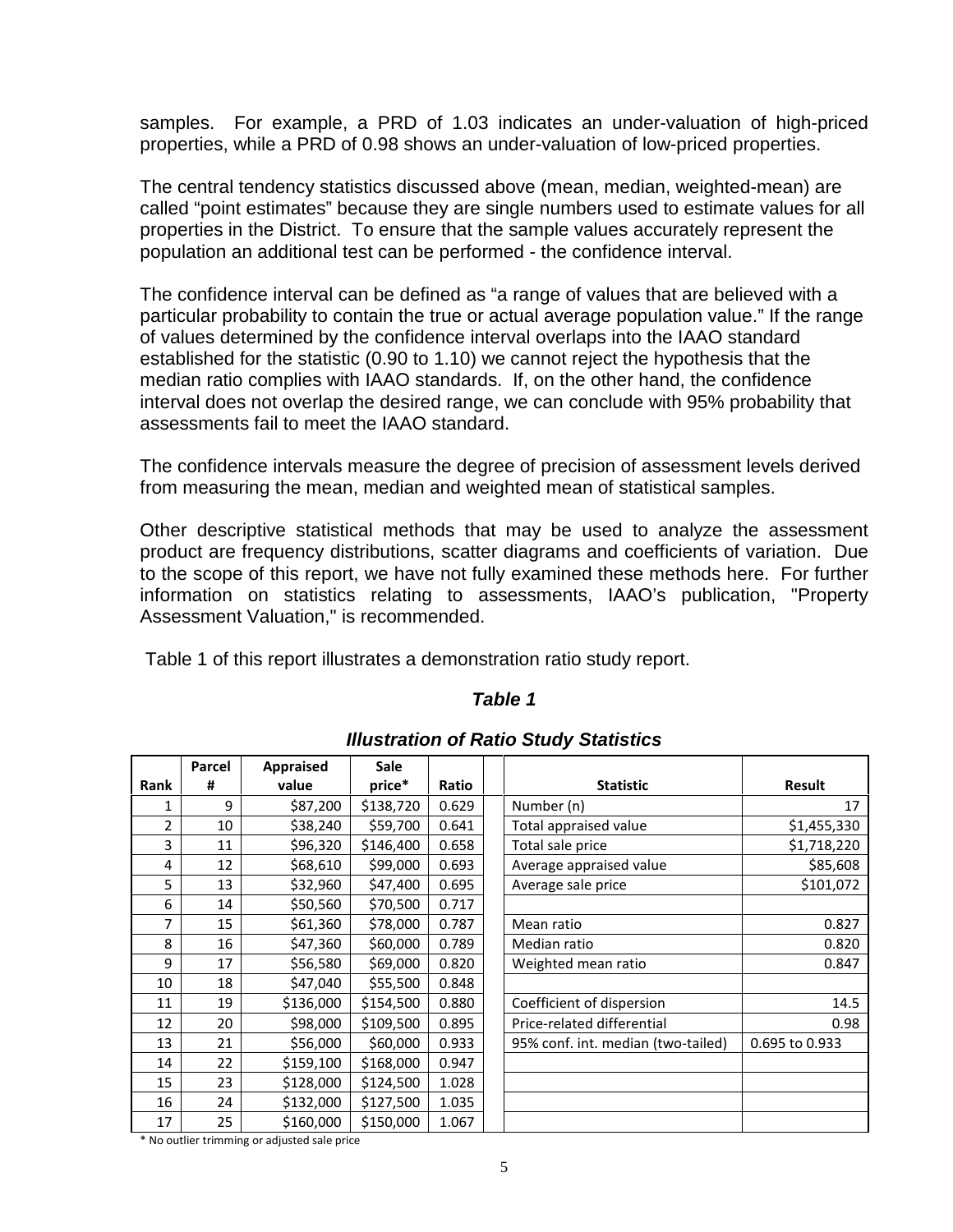samples. For example, a PRD of 1.03 indicates an under-valuation of high-priced properties, while a PRD of 0.98 shows an under-valuation of low-priced properties.

The central tendency statistics discussed above (mean, median, weighted-mean) are called "point estimates" because they are single numbers used to estimate values for all properties in the District. To ensure that the sample values accurately represent the population an additional test can be performed - the confidence interval.

The confidence interval can be defined as "a range of values that are believed with a particular probability to contain the true or actual average population value." If the range of values determined by the confidence interval overlaps into the IAAO standard established for the statistic (0.90 to 1.10) we cannot reject the hypothesis that the median ratio complies with IAAO standards. If, on the other hand, the confidence interval does not overlap the desired range, we can conclude with 95% probability that assessments fail to meet the IAAO standard.

The confidence intervals measure the degree of precision of assessment levels derived from measuring the mean, median and weighted mean of statistical samples.

Other descriptive statistical methods that may be used to analyze the assessment product are frequency distributions, scatter diagrams and coefficients of variation. Due to the scope of this report, we have not fully examined these methods here. For further information on statistics relating to assessments, IAAO's publication, "Property Assessment Valuation," is recommended.

Table 1 of this report illustrates a demonstration ratio study report.

***Table 1***

***Illustration of Ratio Study Statistics***

| Rank | Parcel # | Appraised value | Sale price* | Ratio | | Statistic | Result |
|---|---|---|---|---|---|---|---|
| 1 | 9 | $87,200 | $138,720 | 0.629 | | Number (n) | 17 |
| 2 | 10 | $38,240 | $59,700 | 0.641 | | Total appraised value | $1,455,330 |
| 3 | 11 | $96,320 | $146,400 | 0.658 | | Total sale price | $1,718,220 |
| 4 | 12 | $68,610 | $99,000 | 0.693 | | Average appraised value | $85,608 |
| 5 | 13 | $32,960 | $47,400 | 0.695 | | Average sale price | $101,072 |
| 6 | 14 | $50,560 | $70,500 | 0.717 | | | |
| 7 | 15 | $61,360 | $78,000 | 0.787 | | Mean ratio | 0.827 |
| 8 | 16 | $47,360 | $60,000 | 0.789 | | Median ratio | 0.820 |
| 9 | 17 | $56,580 | $69,000 | 0.820 | | Weighted mean ratio | 0.847 |
| 10 | 18 | $47,040 | $55,500 | 0.848 | | | |
| 11 | 19 | $136,000 | $154,500 | 0.880 | | Coefficient of dispersion | 14.5 |
| 12 | 20 | $98,000 | $109,500 | 0.895 | | Price-related differential | 0.98 |
| 13 | 21 | $56,000 | $60,000 | 0.933 | | 95% conf. int. median (two-tailed) | 0.695 to 0.933 |
| 14 | 22 | $159,100 | $168,000 | 0.947 | | | |
| 15 | 23 | $128,000 | $124,500 | 1.028 | | | |
| 16 | 24 | $132,000 | $127,500 | 1.035 | | | |
| 17 | 25 | $160,000 | $150,000 | 1.067 | | | |

* No outlier trimming or adjusted sale price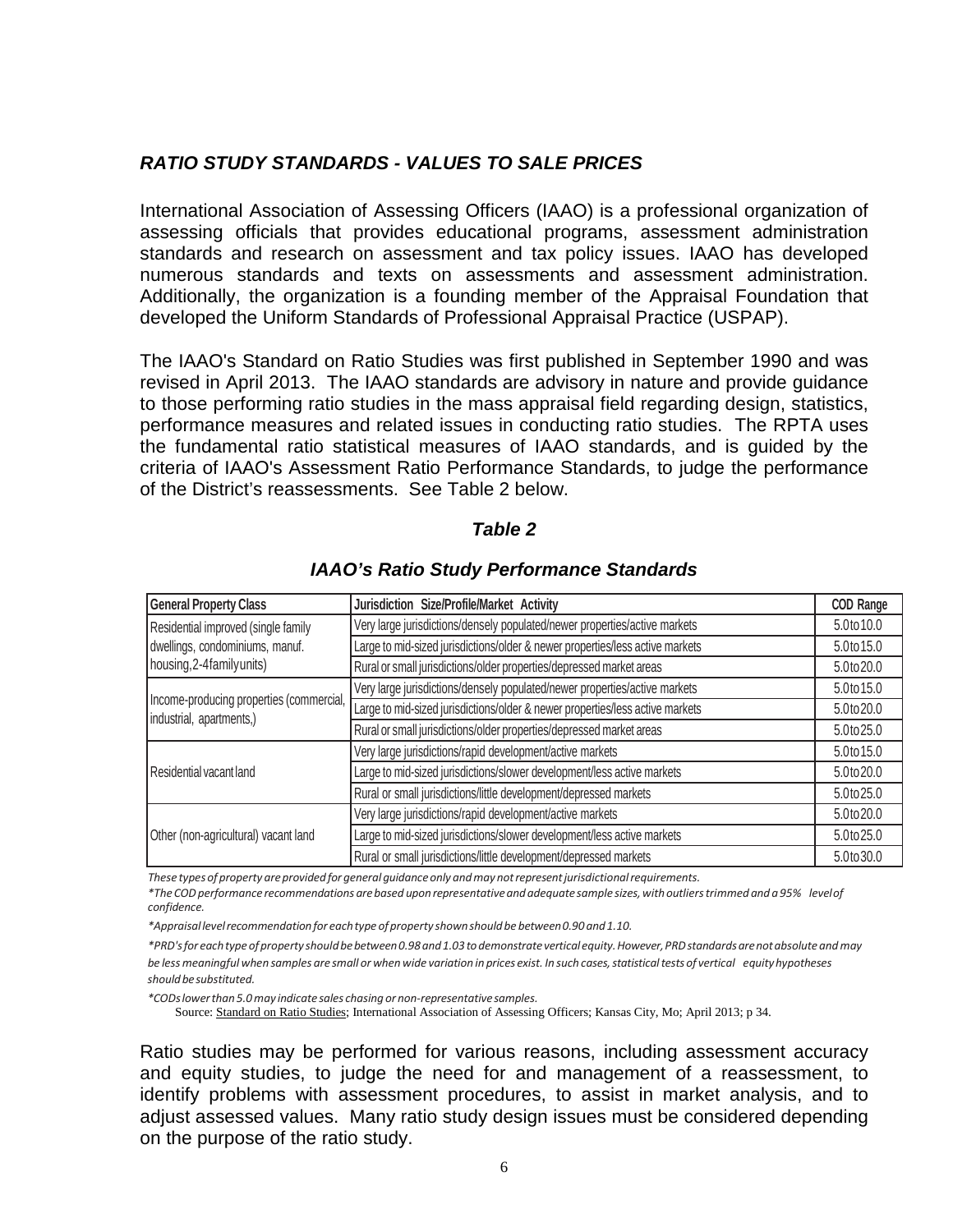### *RATIO STUDY STANDARDS - VALUES TO SALE PRICES*

International Association of Assessing Officers (IAAO) is a professional organization of assessing officials that provides educational programs, assessment administration standards and research on assessment and tax policy issues. IAAO has developed numerous standards and texts on assessments and assessment administration. Additionally, the organization is a founding member of the Appraisal Foundation that developed the Uniform Standards of Professional Appraisal Practice (USPAP).

The IAAO's Standard on Ratio Studies was first published in September 1990 and was revised in April 2013. The IAAO standards are advisory in nature and provide guidance to those performing ratio studies in the mass appraisal field regarding design, statistics, performance measures and related issues in conducting ratio studies. The RPTA uses the fundamental ratio statistical measures of IAAO standards, and is guided by the criteria of IAAO's Assessment Ratio Performance Standards, to judge the performance of the District's reassessments. See Table 2 below.

***Table 2***

***IAAO's Ratio Study Performance Standards***

| General Property Class | Jurisdiction Size/Profile/Market Activity | COD Range |
|---|---|---|
| Residential improved (single family dwellings, condominiums, manuf. housing, 2-4 family units) | Very large jurisdictions/densely populated/newer properties/active markets | 5.0 to 10.0 |
| | Large to mid-sized jurisdictions/older & newer properties/less active markets | 5.0 to 15.0 |
| | Rural or small jurisdictions/older properties/depressed market areas | 5.0 to 20.0 |
| Income-producing properties (commercial, industrial, apartments,) | Very large jurisdictions/densely populated/newer properties/active markets | 5.0 to 15.0 |
| | Large to mid-sized jurisdictions/older & newer properties/less active markets | 5.0 to 20.0 |
| | Rural or small jurisdictions/older properties/depressed market areas | 5.0 to 25.0 |
| Residential vacant land | Very large jurisdictions/rapid development/active markets | 5.0 to 15.0 |
| | Large to mid-sized jurisdictions/slower development/less active markets | 5.0 to 20.0 |
| | Rural or small jurisdictions/little development/depressed markets | 5.0 to 25.0 |
| Other (non-agricultural) vacant land | Very large jurisdictions/rapid development/active markets | 5.0 to 20.0 |
| | Large to mid-sized jurisdictions/slower development/less active markets | 5.0 to 25.0 |
| | Rural or small jurisdictions/little development/depressed markets | 5.0 to 30.0 |

*These types of property are provided for general guidance only and may not represent jurisdictional requirements.*

*\*The COD performance recommendations are based upon representative and adequate sample sizes, with outliers trimmed and a 95% level of confidence.*

*\*Appraisal level recommendation for each type of property shown should be between 0.90 and 1.10.*

*\*PRD's for each type of property should be between 0.98 and 1.03 to demonstrate vertical equity. However, PRD standards are not absolute and may be less meaningful when samples are small or when wide variation in prices exist. In such cases, statistical tests of vertical equity hypotheses should be substituted.*

*\*CODs lower than 5.0 may indicate sales chasing or non-representative samples.*

Source: Standard on Ratio Studies; International Association of Assessing Officers; Kansas City, Mo; April 2013; p 34.

Ratio studies may be performed for various reasons, including assessment accuracy and equity studies, to judge the need for and management of a reassessment, to identify problems with assessment procedures, to assist in market analysis, and to adjust assessed values. Many ratio study design issues must be considered depending on the purpose of the ratio study.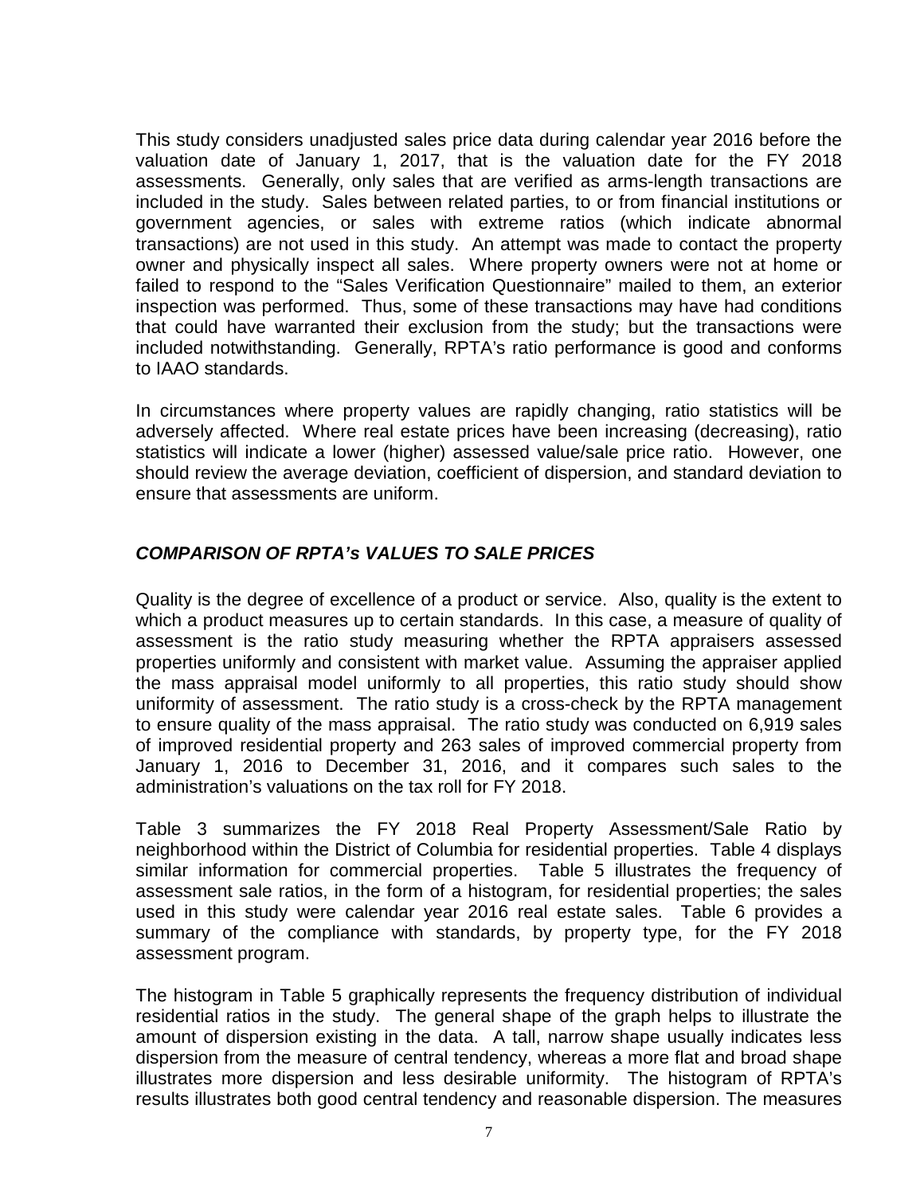This study considers unadjusted sales price data during calendar year 2016 before the valuation date of January 1, 2017, that is the valuation date for the FY 2018 assessments. Generally, only sales that are verified as arms-length transactions are included in the study. Sales between related parties, to or from financial institutions or government agencies, or sales with extreme ratios (which indicate abnormal transactions) are not used in this study. An attempt was made to contact the property owner and physically inspect all sales. Where property owners were not at home or failed to respond to the "Sales Verification Questionnaire" mailed to them, an exterior inspection was performed. Thus, some of these transactions may have had conditions that could have warranted their exclusion from the study; but the transactions were included notwithstanding. Generally, RPTA's ratio performance is good and conforms to IAAO standards.

In circumstances where property values are rapidly changing, ratio statistics will be adversely affected. Where real estate prices have been increasing (decreasing), ratio statistics will indicate a lower (higher) assessed value/sale price ratio. However, one should review the average deviation, coefficient of dispersion, and standard deviation to ensure that assessments are uniform.

### *COMPARISON OF RPTA's VALUES TO SALE PRICES*

Quality is the degree of excellence of a product or service. Also, quality is the extent to which a product measures up to certain standards. In this case, a measure of quality of assessment is the ratio study measuring whether the RPTA appraisers assessed properties uniformly and consistent with market value. Assuming the appraiser applied the mass appraisal model uniformly to all properties, this ratio study should show uniformity of assessment. The ratio study is a cross-check by the RPTA management to ensure quality of the mass appraisal. The ratio study was conducted on 6,919 sales of improved residential property and 263 sales of improved commercial property from January 1, 2016 to December 31, 2016, and it compares such sales to the administration's valuations on the tax roll for FY 2018.

Table 3 summarizes the FY 2018 Real Property Assessment/Sale Ratio by neighborhood within the District of Columbia for residential properties. Table 4 displays similar information for commercial properties. Table 5 illustrates the frequency of assessment sale ratios, in the form of a histogram, for residential properties; the sales used in this study were calendar year 2016 real estate sales. Table 6 provides a summary of the compliance with standards, by property type, for the FY 2018 assessment program.

The histogram in Table 5 graphically represents the frequency distribution of individual residential ratios in the study. The general shape of the graph helps to illustrate the amount of dispersion existing in the data. A tall, narrow shape usually indicates less dispersion from the measure of central tendency, whereas a more flat and broad shape illustrates more dispersion and less desirable uniformity. The histogram of RPTA's results illustrates both good central tendency and reasonable dispersion. The measures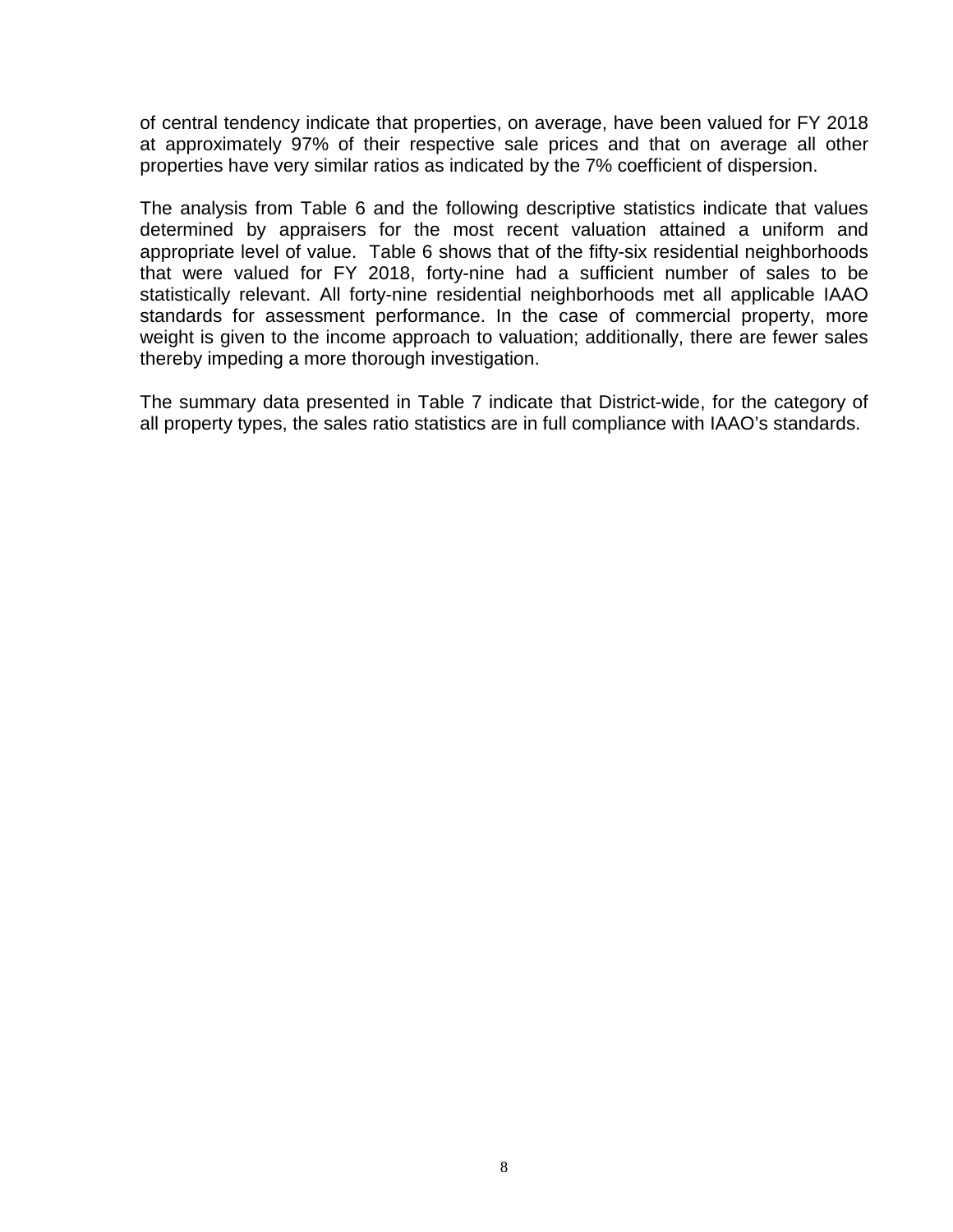of central tendency indicate that properties, on average, have been valued for FY 2018 at approximately 97% of their respective sale prices and that on average all other properties have very similar ratios as indicated by the 7% coefficient of dispersion.

The analysis from Table 6 and the following descriptive statistics indicate that values determined by appraisers for the most recent valuation attained a uniform and appropriate level of value. Table 6 shows that of the fifty-six residential neighborhoods that were valued for FY 2018, forty-nine had a sufficient number of sales to be statistically relevant. All forty-nine residential neighborhoods met all applicable IAAO standards for assessment performance. In the case of commercial property, more weight is given to the income approach to valuation; additionally, there are fewer sales thereby impeding a more thorough investigation.

The summary data presented in Table 7 indicate that District-wide, for the category of all property types, the sales ratio statistics are in full compliance with IAAO's standards.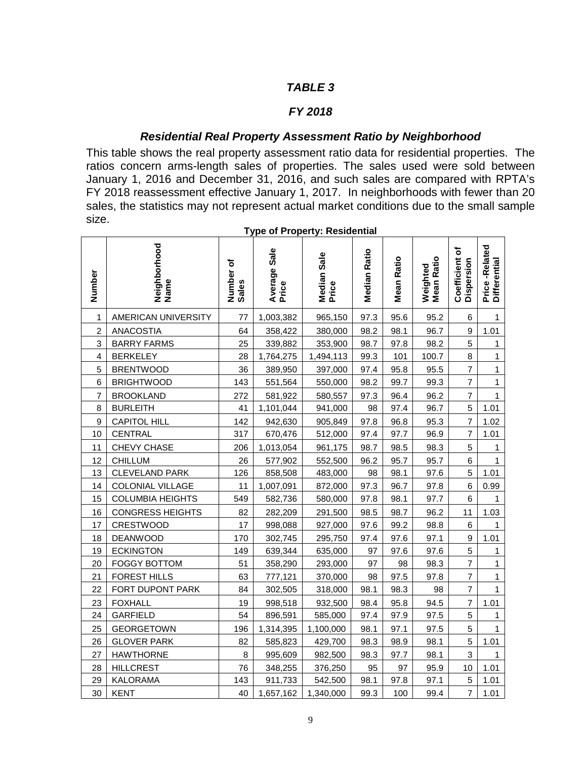## *TABLE 3*

## *FY 2018*

### *Residential Real Property Assessment Ratio by Neighborhood*

This table shows the real property assessment ratio data for residential properties. The ratios concern arms-length sales of properties. The sales used were sold between January 1, 2016 and December 31, 2016, and such sales are compared with RPTA's FY 2018 reassessment effective January 1, 2017. In neighborhoods with fewer than 20 sales, the statistics may not represent actual market conditions due to the small sample size.

**Type of Property: Residential**

| Number | Neighborhood Name | Number of Sales | Average Sale Price | Median Sale Price | Median Ratio | Mean Ratio | Weighted Mean Ratio | Coefficient of Dispersion | Price-Related Differential |
|---|---|---|---|---|---|---|---|---|---|
| 1 | AMERICAN UNIVERSITY | 77 | 1,003,382 | 965,150 | 97.3 | 95.6 | 95.2 | 6 | 1 |
| 2 | ANACOSTIA | 64 | 358,422 | 380,000 | 98.2 | 98.1 | 96.7 | 9 | 1.01 |
| 3 | BARRY FARMS | 25 | 339,882 | 353,900 | 98.7 | 97.8 | 98.2 | 5 | 1 |
| 4 | BERKELEY | 28 | 1,764,275 | 1,494,113 | 99.3 | 101 | 100.7 | 8 | 1 |
| 5 | BRENTWOOD | 36 | 389,950 | 397,000 | 97.4 | 95.8 | 95.5 | 7 | 1 |
| 6 | BRIGHTWOOD | 143 | 551,564 | 550,000 | 98.2 | 99.7 | 99.3 | 7 | 1 |
| 7 | BROOKLAND | 272 | 581,922 | 580,557 | 97.3 | 96.4 | 96.2 | 7 | 1 |
| 8 | BURLEITH | 41 | 1,101,044 | 941,000 | 98 | 97.4 | 96.7 | 5 | 1.01 |
| 9 | CAPITOL HILL | 142 | 942,630 | 905,849 | 97.8 | 96.8 | 95.3 | 7 | 1.02 |
| 10 | CENTRAL | 317 | 670,476 | 512,000 | 97.4 | 97.7 | 96.9 | 7 | 1.01 |
| 11 | CHEVY CHASE | 206 | 1,013,054 | 961,175 | 98.7 | 98.5 | 98.3 | 5 | 1 |
| 12 | CHILLUM | 26 | 577,902 | 552,500 | 96.2 | 95.7 | 95.7 | 6 | 1 |
| 13 | CLEVELAND PARK | 126 | 858,508 | 483,000 | 98 | 98.1 | 97.6 | 5 | 1.01 |
| 14 | COLONIAL VILLAGE | 11 | 1,007,091 | 872,000 | 97.3 | 96.7 | 97.8 | 6 | 0.99 |
| 15 | COLUMBIA HEIGHTS | 549 | 582,736 | 580,000 | 97.8 | 98.1 | 97.7 | 6 | 1 |
| 16 | CONGRESS HEIGHTS | 82 | 282,209 | 291,500 | 98.5 | 98.7 | 96.2 | 11 | 1.03 |
| 17 | CRESTWOOD | 17 | 998,088 | 927,000 | 97.6 | 99.2 | 98.8 | 6 | 1 |
| 18 | DEANWOOD | 170 | 302,745 | 295,750 | 97.4 | 97.6 | 97.1 | 9 | 1.01 |
| 19 | ECKINGTON | 149 | 639,344 | 635,000 | 97 | 97.6 | 97.6 | 5 | 1 |
| 20 | FOGGY BOTTOM | 51 | 358,290 | 293,000 | 97 | 98 | 98.3 | 7 | 1 |
| 21 | FOREST HILLS | 63 | 777,121 | 370,000 | 98 | 97.5 | 97.8 | 7 | 1 |
| 22 | FORT DUPONT PARK | 84 | 302,505 | 318,000 | 98.1 | 98.3 | 98 | 7 | 1 |
| 23 | FOXHALL | 19 | 998,518 | 932,500 | 98.4 | 95.8 | 94.5 | 7 | 1.01 |
| 24 | GARFIELD | 54 | 896,591 | 585,000 | 97.4 | 97.9 | 97.5 | 5 | 1 |
| 25 | GEORGETOWN | 196 | 1,314,395 | 1,100,000 | 98.1 | 97.1 | 97.5 | 5 | 1 |
| 26 | GLOVER PARK | 82 | 585,823 | 429,700 | 98.3 | 98.9 | 98.1 | 5 | 1.01 |
| 27 | HAWTHORNE | 8 | 995,609 | 982,500 | 98.3 | 97.7 | 98.1 | 3 | 1 |
| 28 | HILLCREST | 76 | 348,255 | 376,250 | 95 | 97 | 95.9 | 10 | 1.01 |
| 29 | KALORAMA | 143 | 911,733 | 542,500 | 98.1 | 97.8 | 97.1 | 5 | 1.01 |
| 30 | KENT | 40 | 1,657,162 | 1,340,000 | 99.3 | 100 | 99.4 | 7 | 1.01 |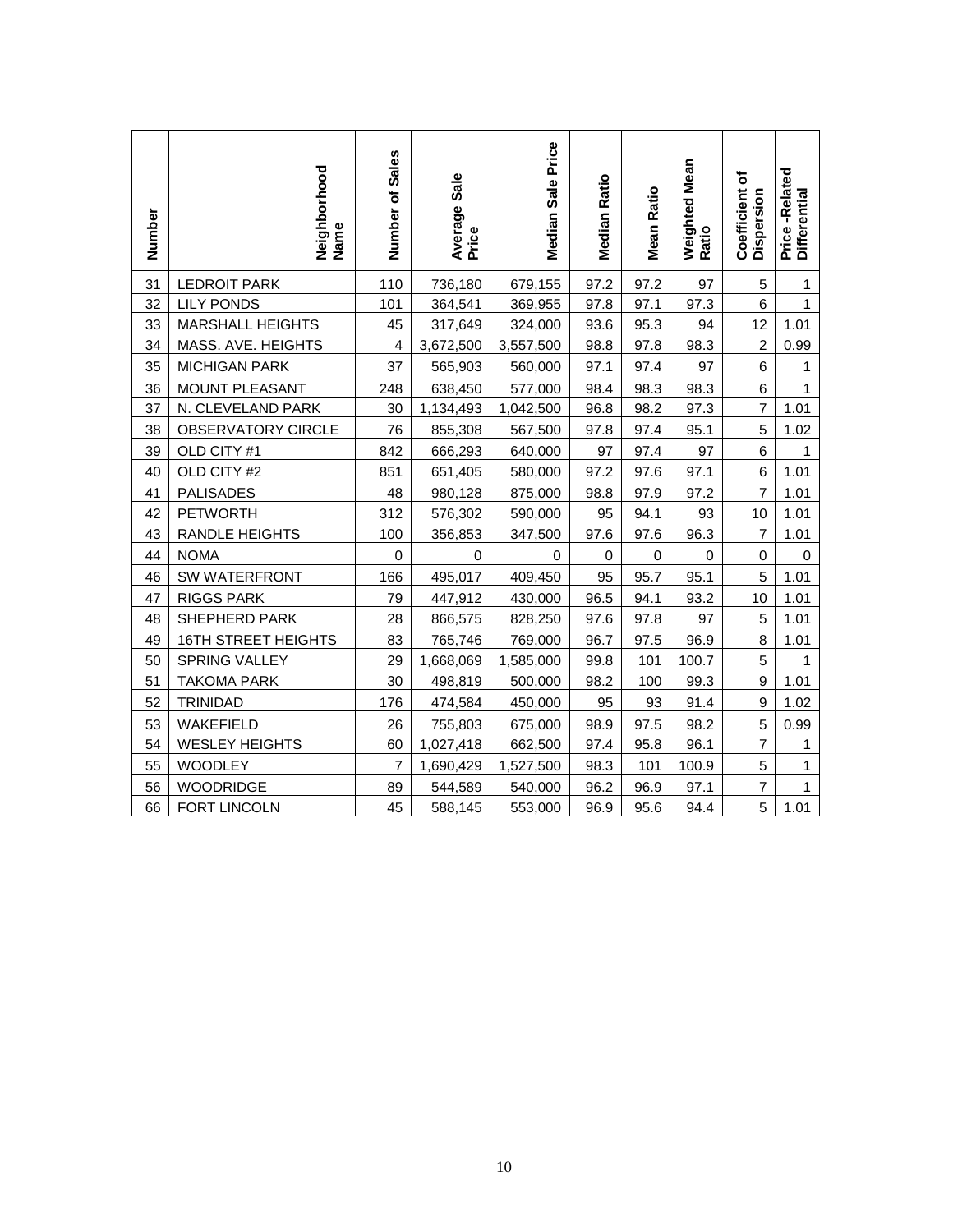| Number | Neighborhood Name | Number of Sales | Average Sale Price | Median Sale Price | Median Ratio | Mean Ratio | Weighted Mean Ratio | Coefficient of Dispersion | Price -Related Differential |
|---|---|---|---|---|---|---|---|---|---|
| 31 | LEDROIT PARK | 110 | 736,180 | 679,155 | 97.2 | 97.2 | 97 | 5 | 1 |
| 32 | LILY PONDS | 101 | 364,541 | 369,955 | 97.8 | 97.1 | 97.3 | 6 | 1 |
| 33 | MARSHALL HEIGHTS | 45 | 317,649 | 324,000 | 93.6 | 95.3 | 94 | 12 | 1.01 |
| 34 | MASS. AVE. HEIGHTS | 4 | 3,672,500 | 3,557,500 | 98.8 | 97.8 | 98.3 | 2 | 0.99 |
| 35 | MICHIGAN PARK | 37 | 565,903 | 560,000 | 97.1 | 97.4 | 97 | 6 | 1 |
| 36 | MOUNT PLEASANT | 248 | 638,450 | 577,000 | 98.4 | 98.3 | 98.3 | 6 | 1 |
| 37 | N. CLEVELAND PARK | 30 | 1,134,493 | 1,042,500 | 96.8 | 98.2 | 97.3 | 7 | 1.01 |
| 38 | OBSERVATORY CIRCLE | 76 | 855,308 | 567,500 | 97.8 | 97.4 | 95.1 | 5 | 1.02 |
| 39 | OLD CITY #1 | 842 | 666,293 | 640,000 | 97 | 97.4 | 97 | 6 | 1 |
| 40 | OLD CITY #2 | 851 | 651,405 | 580,000 | 97.2 | 97.6 | 97.1 | 6 | 1.01 |
| 41 | PALISADES | 48 | 980,128 | 875,000 | 98.8 | 97.9 | 97.2 | 7 | 1.01 |
| 42 | PETWORTH | 312 | 576,302 | 590,000 | 95 | 94.1 | 93 | 10 | 1.01 |
| 43 | RANDLE HEIGHTS | 100 | 356,853 | 347,500 | 97.6 | 97.6 | 96.3 | 7 | 1.01 |
| 44 | NOMA | 0 | 0 | 0 | 0 | 0 | 0 | 0 | 0 |
| 46 | SW WATERFRONT | 166 | 495,017 | 409,450 | 95 | 95.7 | 95.1 | 5 | 1.01 |
| 47 | RIGGS PARK | 79 | 447,912 | 430,000 | 96.5 | 94.1 | 93.2 | 10 | 1.01 |
| 48 | SHEPHERD PARK | 28 | 866,575 | 828,250 | 97.6 | 97.8 | 97 | 5 | 1.01 |
| 49 | 16TH STREET HEIGHTS | 83 | 765,746 | 769,000 | 96.7 | 97.5 | 96.9 | 8 | 1.01 |
| 50 | SPRING VALLEY | 29 | 1,668,069 | 1,585,000 | 99.8 | 101 | 100.7 | 5 | 1 |
| 51 | TAKOMA PARK | 30 | 498,819 | 500,000 | 98.2 | 100 | 99.3 | 9 | 1.01 |
| 52 | TRINIDAD | 176 | 474,584 | 450,000 | 95 | 93 | 91.4 | 9 | 1.02 |
| 53 | WAKEFIELD | 26 | 755,803 | 675,000 | 98.9 | 97.5 | 98.2 | 5 | 0.99 |
| 54 | WESLEY HEIGHTS | 60 | 1,027,418 | 662,500 | 97.4 | 95.8 | 96.1 | 7 | 1 |
| 55 | WOODLEY | 7 | 1,690,429 | 1,527,500 | 98.3 | 101 | 100.9 | 5 | 1 |
| 56 | WOODRIDGE | 89 | 544,589 | 540,000 | 96.2 | 96.9 | 97.1 | 7 | 1 |
| 66 | FORT LINCOLN | 45 | 588,145 | 553,000 | 96.9 | 95.6 | 94.4 | 5 | 1.01 |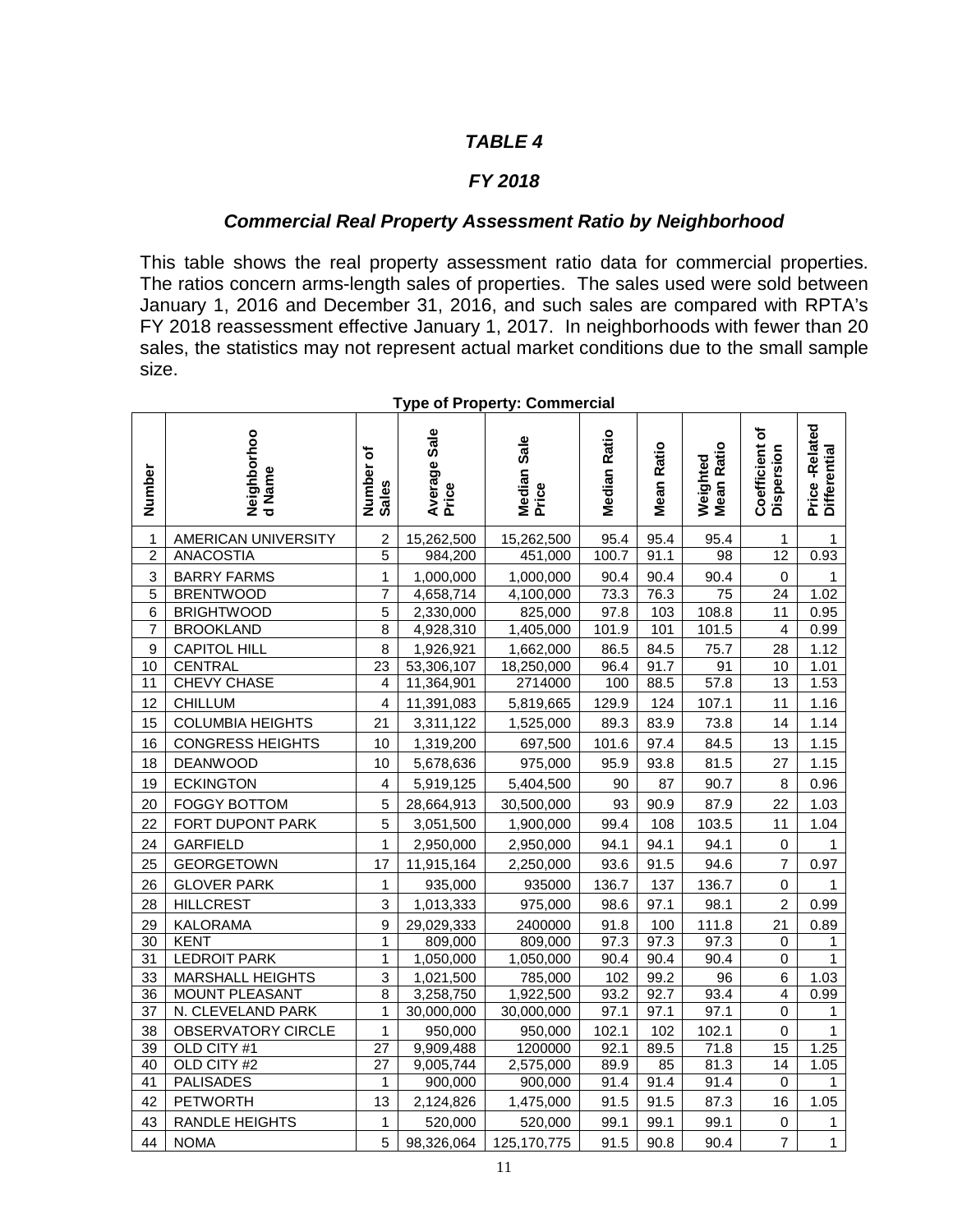# *TABLE 4*

## *FY 2018*

### *Commercial Real Property Assessment Ratio by Neighborhood*

This table shows the real property assessment ratio data for commercial properties. The ratios concern arms-length sales of properties. The sales used were sold between January 1, 2016 and December 31, 2016, and such sales are compared with RPTA's FY 2018 reassessment effective January 1, 2017. In neighborhoods with fewer than 20 sales, the statistics may not represent actual market conditions due to the small sample size.

**Type of Property: Commercial**

| Number | Neighborhood Name | Number of Sales | Average Sale Price | Median Sale Price | Median Ratio | Mean Ratio | Weighted Mean Ratio | Coefficient of Dispersion | Price -Related Differential |
|---|---|---|---|---|---|---|---|---|---|
| 1 | AMERICAN UNIVERSITY | 2 | 15,262,500 | 15,262,500 | 95.4 | 95.4 | 95.4 | 1 | 1 |
| 2 | ANACOSTIA | 5 | 984,200 | 451,000 | 100.7 | 91.1 | 98 | 12 | 0.93 |
| 3 | BARRY FARMS | 1 | 1,000,000 | 1,000,000 | 90.4 | 90.4 | 90.4 | 0 | 1 |
| 5 | BRENTWOOD | 7 | 4,658,714 | 4,100,000 | 73.3 | 76.3 | 75 | 24 | 1.02 |
| 6 | BRIGHTWOOD | 5 | 2,330,000 | 825,000 | 97.8 | 103 | 108.8 | 11 | 0.95 |
| 7 | BROOKLAND | 8 | 4,928,310 | 1,405,000 | 101.9 | 101 | 101.5 | 4 | 0.99 |
| 9 | CAPITOL HILL | 8 | 1,926,921 | 1,662,000 | 86.5 | 84.5 | 75.7 | 28 | 1.12 |
| 10 | CENTRAL | 23 | 53,306,107 | 18,250,000 | 96.4 | 91.7 | 91 | 10 | 1.01 |
| 11 | CHEVY CHASE | 4 | 11,364,901 | 2714000 | 100 | 88.5 | 57.8 | 13 | 1.53 |
| 12 | CHILLUM | 4 | 11,391,083 | 5,819,665 | 129.9 | 124 | 107.1 | 11 | 1.16 |
| 15 | COLUMBIA HEIGHTS | 21 | 3,311,122 | 1,525,000 | 89.3 | 83.9 | 73.8 | 14 | 1.14 |
| 16 | CONGRESS HEIGHTS | 10 | 1,319,200 | 697,500 | 101.6 | 97.4 | 84.5 | 13 | 1.15 |
| 18 | DEANWOOD | 10 | 5,678,636 | 975,000 | 95.9 | 93.8 | 81.5 | 27 | 1.15 |
| 19 | ECKINGTON | 4 | 5,919,125 | 5,404,500 | 90 | 87 | 90.7 | 8 | 0.96 |
| 20 | FOGGY BOTTOM | 5 | 28,664,913 | 30,500,000 | 93 | 90.9 | 87.9 | 22 | 1.03 |
| 22 | FORT DUPONT PARK | 5 | 3,051,500 | 1,900,000 | 99.4 | 108 | 103.5 | 11 | 1.04 |
| 24 | GARFIELD | 1 | 2,950,000 | 2,950,000 | 94.1 | 94.1 | 94.1 | 0 | 1 |
| 25 | GEORGETOWN | 17 | 11,915,164 | 2,250,000 | 93.6 | 91.5 | 94.6 | 7 | 0.97 |
| 26 | GLOVER PARK | 1 | 935,000 | 935000 | 136.7 | 137 | 136.7 | 0 | 1 |
| 28 | HILLCREST | 3 | 1,013,333 | 975,000 | 98.6 | 97.1 | 98.1 | 2 | 0.99 |
| 29 | KALORAMA | 9 | 29,029,333 | 2400000 | 91.8 | 100 | 111.8 | 21 | 0.89 |
| 30 | KENT | 1 | 809,000 | 809,000 | 97.3 | 97.3 | 97.3 | 0 | 1 |
| 31 | LEDROIT PARK | 1 | 1,050,000 | 1,050,000 | 90.4 | 90.4 | 90.4 | 0 | 1 |
| 33 | MARSHALL HEIGHTS | 3 | 1,021,500 | 785,000 | 102 | 99.2 | 96 | 6 | 1.03 |
| 36 | MOUNT PLEASANT | 8 | 3,258,750 | 1,922,500 | 93.2 | 92.7 | 93.4 | 4 | 0.99 |
| 37 | N. CLEVELAND PARK | 1 | 30,000,000 | 30,000,000 | 97.1 | 97.1 | 97.1 | 0 | 1 |
| 38 | OBSERVATORY CIRCLE | 1 | 950,000 | 950,000 | 102.1 | 102 | 102.1 | 0 | 1 |
| 39 | OLD CITY #1 | 27 | 9,909,488 | 1200000 | 92.1 | 89.5 | 71.8 | 15 | 1.25 |
| 40 | OLD CITY #2 | 27 | 9,005,744 | 2,575,000 | 89.9 | 85 | 81.3 | 14 | 1.05 |
| 41 | PALISADES | 1 | 900,000 | 900,000 | 91.4 | 91.4 | 91.4 | 0 | 1 |
| 42 | PETWORTH | 13 | 2,124,826 | 1,475,000 | 91.5 | 91.5 | 87.3 | 16 | 1.05 |
| 43 | RANDLE HEIGHTS | 1 | 520,000 | 520,000 | 99.1 | 99.1 | 99.1 | 0 | 1 |
| 44 | NOMA | 5 | 98,326,064 | 125,170,775 | 91.5 | 90.8 | 90.4 | 7 | 1 |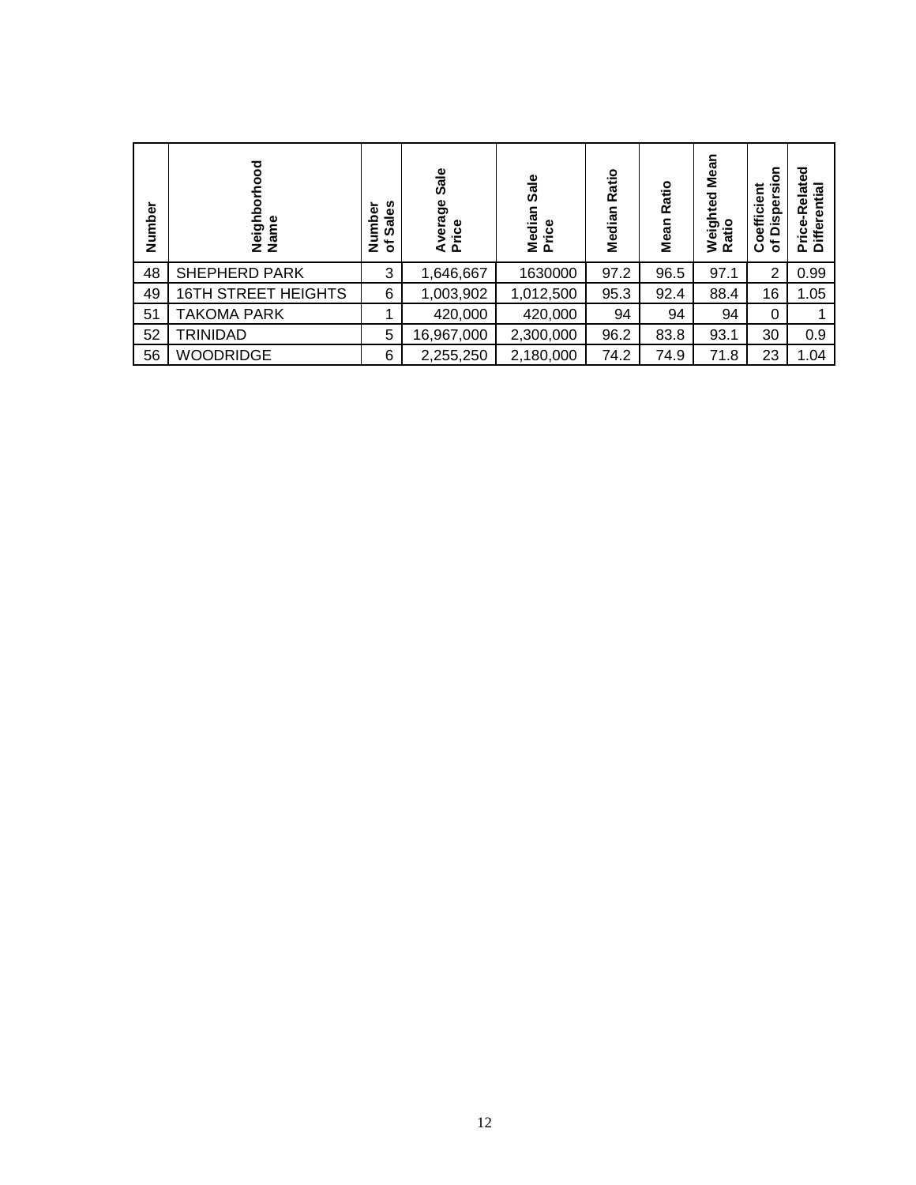| Number | Neighborhood Name | Number of Sales | Average Sale Price | Median Sale Price | Median Ratio | Mean Ratio | Weighted Mean Ratio | Coefficient of Dispersion | Price-Related Differential |
|---|---|---|---|---|---|---|---|---|---|
| 48 | SHEPHERD PARK | 3 | 1,646,667 | 1630000 | 97.2 | 96.5 | 97.1 | 2 | 0.99 |
| 49 | 16TH STREET HEIGHTS | 6 | 1,003,902 | 1,012,500 | 95.3 | 92.4 | 88.4 | 16 | 1.05 |
| 51 | TAKOMA PARK | 1 | 420,000 | 420,000 | 94 | 94 | 94 | 0 | 1 |
| 52 | TRINIDAD | 5 | 16,967,000 | 2,300,000 | 96.2 | 83.8 | 93.1 | 30 | 0.9 |
| 56 | WOODRIDGE | 6 | 2,255,250 | 2,180,000 | 74.2 | 74.9 | 71.8 | 23 | 1.04 |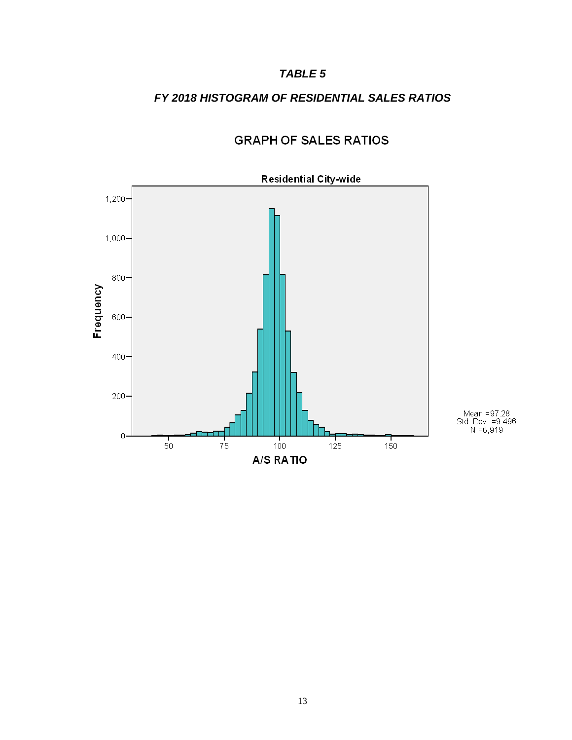***TABLE 5***

***FY 2018 HISTOGRAM OF RESIDENTIAL SALES RATIOS***

GRAPH OF SALES RATIOS

Residential City-wide

Frequency

A/S RATIO

Mean =97.28
Std. Dev. =9.496
N =6,919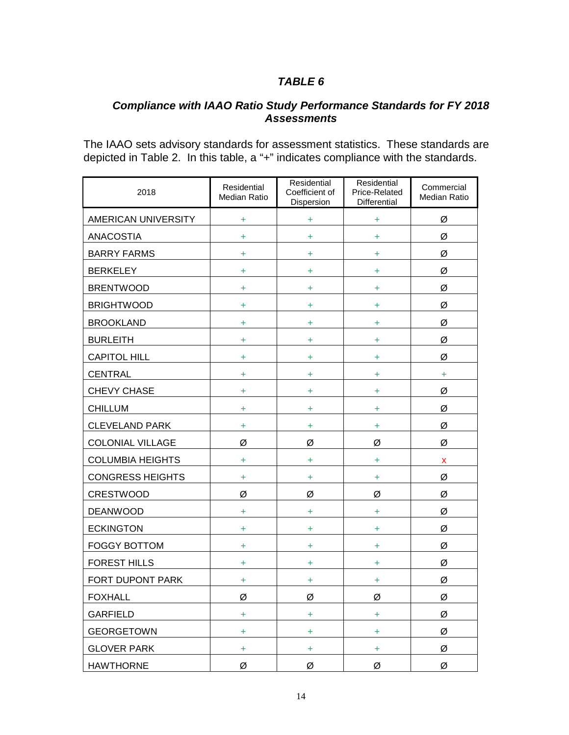## *TABLE 6*

### *Compliance with IAAO Ratio Study Performance Standards for FY 2018 Assessments*

The IAAO sets advisory standards for assessment statistics. These standards are depicted in Table 2. In this table, a "+" indicates compliance with the standards.

| 2018 | Residential Median Ratio | Residential Coefficient of Dispersion | Residential Price-Related Differential | Commercial Median Ratio |
|---|---|---|---|---|
| AMERICAN UNIVERSITY | + | + | + | Ø |
| ANACOSTIA | + | + | + | Ø |
| BARRY FARMS | + | + | + | Ø |
| BERKELEY | + | + | + | Ø |
| BRENTWOOD | + | + | + | Ø |
| BRIGHTWOOD | + | + | + | Ø |
| BROOKLAND | + | + | + | Ø |
| BURLEITH | + | + | + | Ø |
| CAPITOL HILL | + | + | + | Ø |
| CENTRAL | + | + | + | + |
| CHEVY CHASE | + | + | + | Ø |
| CHILLUM | + | + | + | Ø |
| CLEVELAND PARK | + | + | + | Ø |
| COLONIAL VILLAGE | Ø | Ø | Ø | Ø |
| COLUMBIA HEIGHTS | + | + | + | x |
| CONGRESS HEIGHTS | + | + | + | Ø |
| CRESTWOOD | Ø | Ø | Ø | Ø |
| DEANWOOD | + | + | + | Ø |
| ECKINGTON | + | + | + | Ø |
| FOGGY BOTTOM | + | + | + | Ø |
| FOREST HILLS | + | + | + | Ø |
| FORT DUPONT PARK | + | + | + | Ø |
| FOXHALL | Ø | Ø | Ø | Ø |
| GARFIELD | + | + | + | Ø |
| GEORGETOWN | + | + | + | Ø |
| GLOVER PARK | + | + | + | Ø |
| HAWTHORNE | Ø | Ø | Ø | Ø |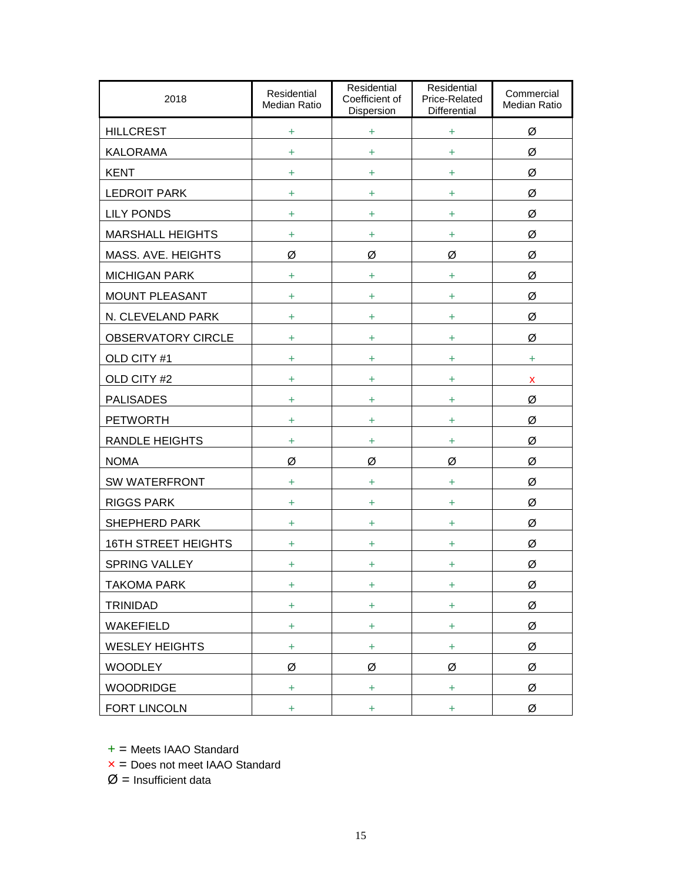| 2018 | Residential Median Ratio | Residential Coefficient of Dispersion | Residential Price-Related Differential | Commercial Median Ratio |
| --- | --- | --- | --- | --- |
| HILLCREST | + | + | + | Ø |
| KALORAMA | + | + | + | Ø |
| KENT | + | + | + | Ø |
| LEDROIT PARK | + | + | + | Ø |
| LILY PONDS | + | + | + | Ø |
| MARSHALL HEIGHTS | + | + | + | Ø |
| MASS. AVE. HEIGHTS | Ø | Ø | Ø | Ø |
| MICHIGAN PARK | + | + | + | Ø |
| MOUNT PLEASANT | + | + | + | Ø |
| N. CLEVELAND PARK | + | + | + | Ø |
| OBSERVATORY CIRCLE | + | + | + | Ø |
| OLD CITY #1 | + | + | + | + |
| OLD CITY #2 | + | + | + | x |
| PALISADES | + | + | + | Ø |
| PETWORTH | + | + | + | Ø |
| RANDLE HEIGHTS | + | + | + | Ø |
| NOMA | Ø | Ø | Ø | Ø |
| SW WATERFRONT | + | + | + | Ø |
| RIGGS PARK | + | + | + | Ø |
| SHEPHERD PARK | + | + | + | Ø |
| 16TH STREET HEIGHTS | + | + | + | Ø |
| SPRING VALLEY | + | + | + | Ø |
| TAKOMA PARK | + | + | + | Ø |
| TRINIDAD | + | + | + | Ø |
| WAKEFIELD | + | + | + | Ø |
| WESLEY HEIGHTS | + | + | + | Ø |
| WOODLEY | Ø | Ø | Ø | Ø |
| WOODRIDGE | + | + | + | Ø |
| FORT LINCOLN | + | + | + | Ø |

+ = Meets IAAO Standard

× = Does not meet IAAO Standard

Ø = Insufficient data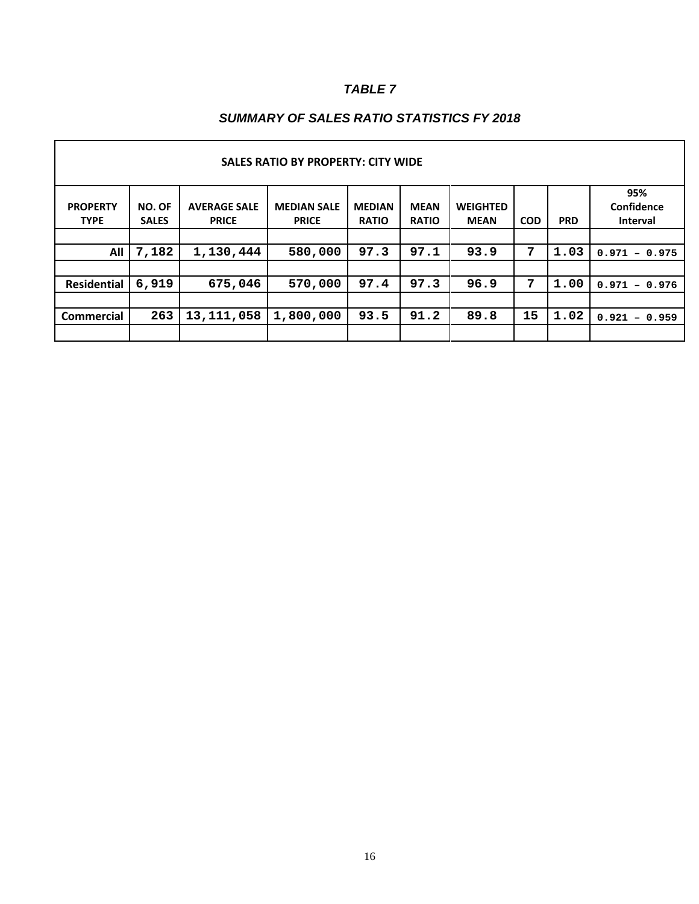*TABLE 7*

*SUMMARY OF SALES RATIO STATISTICS FY 2018*

| SALES RATIO BY PROPERTY: CITY WIDE | | | | | | | | | |
|---|---|---|---|---|---|---|---|---|---|
| **PROPERTY TYPE** | **NO. OF SALES** | **AVERAGE SALE PRICE** | **MEDIAN SALE PRICE** | **MEDIAN RATIO** | **MEAN RATIO** | **WEIGHTED MEAN** | **COD** | **PRD** | **95% Confidence Interval** |
| | | | | | | | | | |
| **All** | 7,182 | 1,130,444 | 580,000 | 97.3 | 97.1 | 93.9 | 7 | 1.03 | 0.971 – 0.975 |
| | | | | | | | | | |
| **Residential** | 6,919 | 675,046 | 570,000 | 97.4 | 97.3 | 96.9 | 7 | 1.00 | 0.971 – 0.976 |
| | | | | | | | | | |
| **Commercial** | 263 | 13,111,058 | 1,800,000 | 93.5 | 91.2 | 89.8 | 15 | 1.02 | 0.921 – 0.959 |
| | | | | | | | | | |